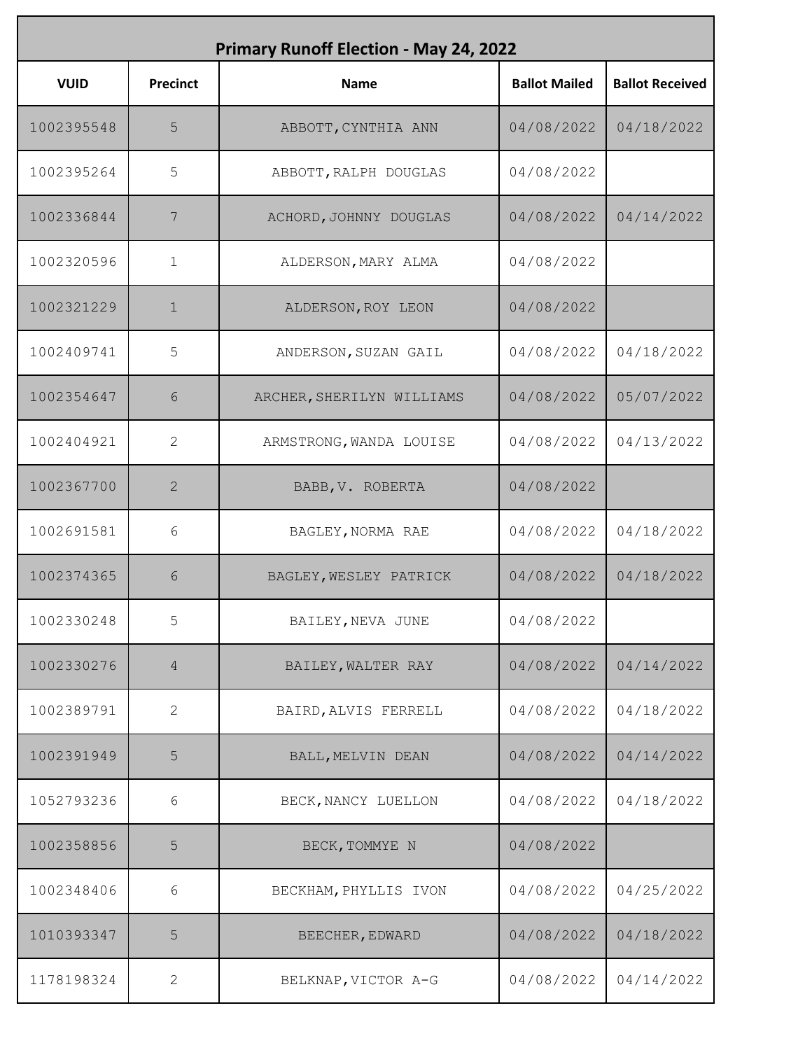## Primary Runoff Election - May 24, 2022

| VUID | Precinct | Name | Ballot Mailed | Ballot Received |
|---|---|---|---|---|
| 1002395548 | 5 | ABBOTT,CYNTHIA ANN | 04/08/2022 | 04/18/2022 |
| 1002395264 | 5 | ABBOTT,RALPH DOUGLAS | 04/08/2022 | |
| 1002336844 | 7 | ACHORD,JOHNNY DOUGLAS | 04/08/2022 | 04/14/2022 |
| 1002320596 | 1 | ALDERSON,MARY ALMA | 04/08/2022 | |
| 1002321229 | 1 | ALDERSON,ROY LEON | 04/08/2022 | |
| 1002409741 | 5 | ANDERSON,SUZAN GAIL | 04/08/2022 | 04/18/2022 |
| 1002354647 | 6 | ARCHER,SHERILYN WILLIAMS | 04/08/2022 | 05/07/2022 |
| 1002404921 | 2 | ARMSTRONG,WANDA LOUISE | 04/08/2022 | 04/13/2022 |
| 1002367700 | 2 | BABB,V. ROBERTA | 04/08/2022 | |
| 1002691581 | 6 | BAGLEY,NORMA RAE | 04/08/2022 | 04/18/2022 |
| 1002374365 | 6 | BAGLEY,WESLEY PATRICK | 04/08/2022 | 04/18/2022 |
| 1002330248 | 5 | BAILEY,NEVA JUNE | 04/08/2022 | |
| 1002330276 | 4 | BAILEY,WALTER RAY | 04/08/2022 | 04/14/2022 |
| 1002389791 | 2 | BAIRD,ALVIS FERRELL | 04/08/2022 | 04/18/2022 |
| 1002391949 | 5 | BALL,MELVIN DEAN | 04/08/2022 | 04/14/2022 |
| 1052793236 | 6 | BECK,NANCY LUELLON | 04/08/2022 | 04/18/2022 |
| 1002358856 | 5 | BECK,TOMMYE N | 04/08/2022 | |
| 1002348406 | 6 | BECKHAM,PHYLLIS IVON | 04/08/2022 | 04/25/2022 |
| 1010393347 | 5 | BEECHER,EDWARD | 04/08/2022 | 04/18/2022 |
| 1178198324 | 2 | BELKNAP,VICTOR A-G | 04/08/2022 | 04/14/2022 |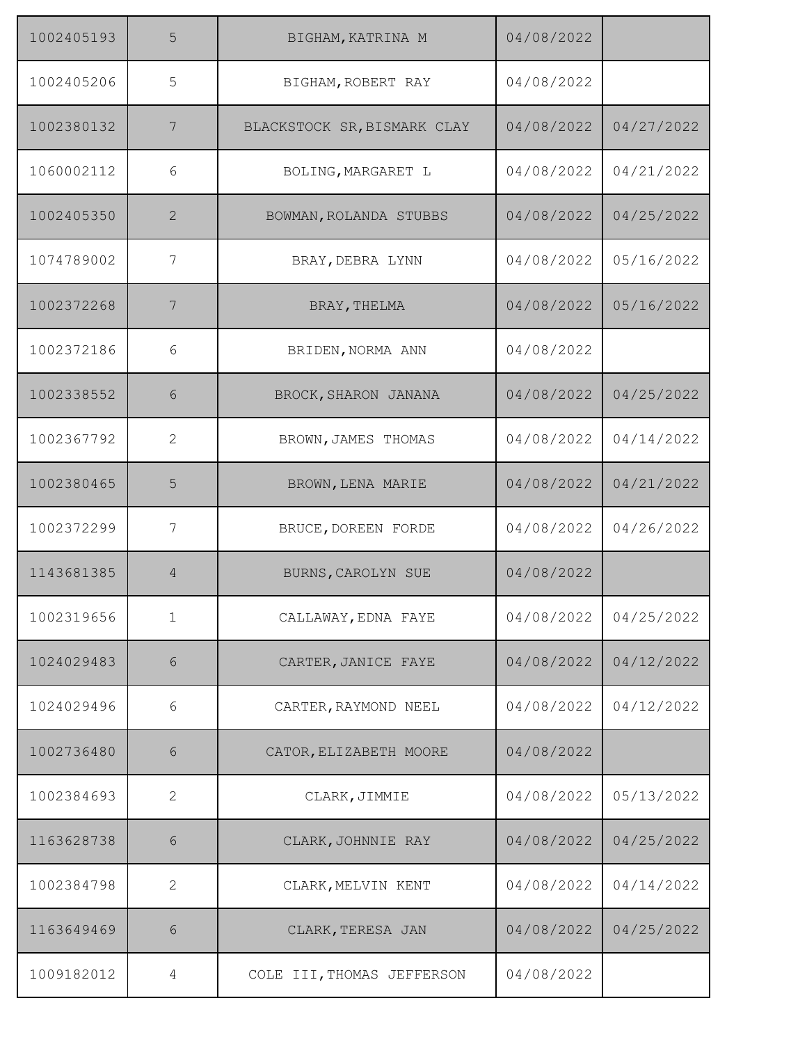| | | | | |
|---|---|---|---|---|
| 1002405193 | 5 | BIGHAM,KATRINA M | 04/08/2022 | |
| 1002405206 | 5 | BIGHAM,ROBERT RAY | 04/08/2022 | |
| 1002380132 | 7 | BLACKSTOCK SR,BISMARK CLAY | 04/08/2022 | 04/27/2022 |
| 1060002112 | 6 | BOLING,MARGARET L | 04/08/2022 | 04/21/2022 |
| 1002405350 | 2 | BOWMAN,ROLANDA STUBBS | 04/08/2022 | 04/25/2022 |
| 1074789002 | 7 | BRAY,DEBRA LYNN | 04/08/2022 | 05/16/2022 |
| 1002372268 | 7 | BRAY,THELMA | 04/08/2022 | 05/16/2022 |
| 1002372186 | 6 | BRIDEN,NORMA ANN | 04/08/2022 | |
| 1002338552 | 6 | BROCK,SHARON JANANA | 04/08/2022 | 04/25/2022 |
| 1002367792 | 2 | BROWN,JAMES THOMAS | 04/08/2022 | 04/14/2022 |
| 1002380465 | 5 | BROWN,LENA MARIE | 04/08/2022 | 04/21/2022 |
| 1002372299 | 7 | BRUCE,DOREEN FORDE | 04/08/2022 | 04/26/2022 |
| 1143681385 | 4 | BURNS,CAROLYN SUE | 04/08/2022 | |
| 1002319656 | 1 | CALLAWAY,EDNA FAYE | 04/08/2022 | 04/25/2022 |
| 1024029483 | 6 | CARTER,JANICE FAYE | 04/08/2022 | 04/12/2022 |
| 1024029496 | 6 | CARTER,RAYMOND NEEL | 04/08/2022 | 04/12/2022 |
| 1002736480 | 6 | CATOR,ELIZABETH MOORE | 04/08/2022 | |
| 1002384693 | 2 | CLARK,JIMMIE | 04/08/2022 | 05/13/2022 |
| 1163628738 | 6 | CLARK,JOHNNIE RAY | 04/08/2022 | 04/25/2022 |
| 1002384798 | 2 | CLARK,MELVIN KENT | 04/08/2022 | 04/14/2022 |
| 1163649469 | 6 | CLARK,TERESA JAN | 04/08/2022 | 04/25/2022 |
| 1009182012 | 4 | COLE III,THOMAS JEFFERSON | 04/08/2022 | |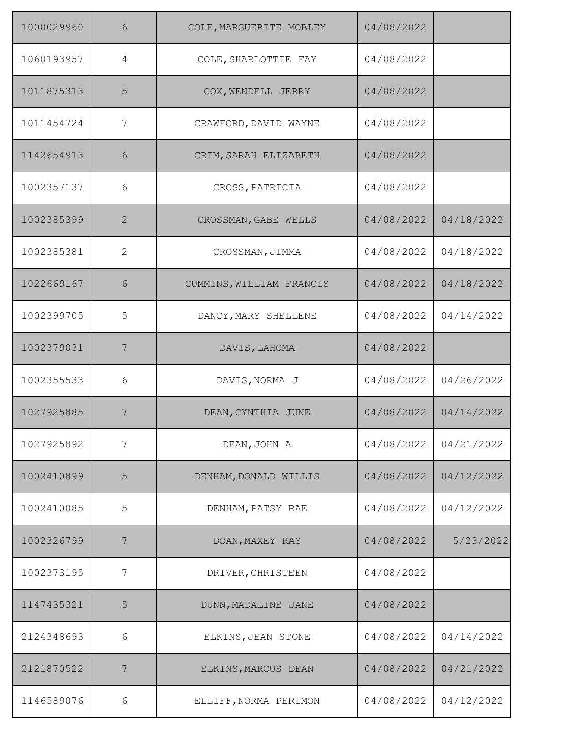| | | | | |
|---|---|---|---|---|
| 1000029960 | 6 | COLE,MARGUERITE MOBLEY | 04/08/2022 | |
| 1060193957 | 4 | COLE,SHARLOTTIE FAY | 04/08/2022 | |
| 1011875313 | 5 | COX,WENDELL JERRY | 04/08/2022 | |
| 1011454724 | 7 | CRAWFORD,DAVID WAYNE | 04/08/2022 | |
| 1142654913 | 6 | CRIM,SARAH ELIZABETH | 04/08/2022 | |
| 1002357137 | 6 | CROSS,PATRICIA | 04/08/2022 | |
| 1002385399 | 2 | CROSSMAN,GABE WELLS | 04/08/2022 | 04/18/2022 |
| 1002385381 | 2 | CROSSMAN,JIMMA | 04/08/2022 | 04/18/2022 |
| 1022669167 | 6 | CUMMINS,WILLIAM FRANCIS | 04/08/2022 | 04/18/2022 |
| 1002399705 | 5 | DANCY,MARY SHELLENE | 04/08/2022 | 04/14/2022 |
| 1002379031 | 7 | DAVIS,LAHOMA | 04/08/2022 | |
| 1002355533 | 6 | DAVIS,NORMA J | 04/08/2022 | 04/26/2022 |
| 1027925885 | 7 | DEAN,CYNTHIA JUNE | 04/08/2022 | 04/14/2022 |
| 1027925892 | 7 | DEAN,JOHN A | 04/08/2022 | 04/21/2022 |
| 1002410899 | 5 | DENHAM,DONALD WILLIS | 04/08/2022 | 04/12/2022 |
| 1002410085 | 5 | DENHAM,PATSY RAE | 04/08/2022 | 04/12/2022 |
| 1002326799 | 7 | DOAN,MAXEY RAY | 04/08/2022 | 5/23/2022 |
| 1002373195 | 7 | DRIVER,CHRISTEEN | 04/08/2022 | |
| 1147435321 | 5 | DUNN,MADALINE JANE | 04/08/2022 | |
| 2124348693 | 6 | ELKINS,JEAN STONE | 04/08/2022 | 04/14/2022 |
| 2121870522 | 7 | ELKINS,MARCUS DEAN | 04/08/2022 | 04/21/2022 |
| 1146589076 | 6 | ELLIFF,NORMA PERIMON | 04/08/2022 | 04/12/2022 |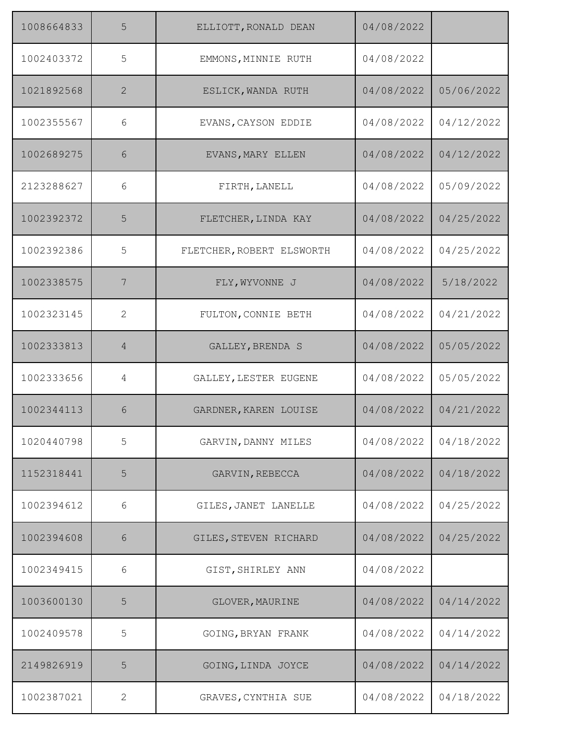| | | | | |
|---|---|---|---|---|
| 1008664833 | 5 | ELLIOTT,RONALD DEAN | 04/08/2022 | |
| 1002403372 | 5 | EMMONS,MINNIE RUTH | 04/08/2022 | |
| 1021892568 | 2 | ESLICK,WANDA RUTH | 04/08/2022 | 05/06/2022 |
| 1002355567 | 6 | EVANS,CAYSON EDDIE | 04/08/2022 | 04/12/2022 |
| 1002689275 | 6 | EVANS,MARY ELLEN | 04/08/2022 | 04/12/2022 |
| 2123288627 | 6 | FIRTH,LANELL | 04/08/2022 | 05/09/2022 |
| 1002392372 | 5 | FLETCHER,LINDA KAY | 04/08/2022 | 04/25/2022 |
| 1002392386 | 5 | FLETCHER,ROBERT ELSWORTH | 04/08/2022 | 04/25/2022 |
| 1002338575 | 7 | FLY,WYVONNE J | 04/08/2022 | 5/18/2022 |
| 1002323145 | 2 | FULTON,CONNIE BETH | 04/08/2022 | 04/21/2022 |
| 1002333813 | 4 | GALLEY,BRENDA S | 04/08/2022 | 05/05/2022 |
| 1002333656 | 4 | GALLEY,LESTER EUGENE | 04/08/2022 | 05/05/2022 |
| 1002344113 | 6 | GARDNER,KAREN LOUISE | 04/08/2022 | 04/21/2022 |
| 1020440798 | 5 | GARVIN,DANNY MILES | 04/08/2022 | 04/18/2022 |
| 1152318441 | 5 | GARVIN,REBECCA | 04/08/2022 | 04/18/2022 |
| 1002394612 | 6 | GILES,JANET LANELLE | 04/08/2022 | 04/25/2022 |
| 1002394608 | 6 | GILES,STEVEN RICHARD | 04/08/2022 | 04/25/2022 |
| 1002349415 | 6 | GIST,SHIRLEY ANN | 04/08/2022 | |
| 1003600130 | 5 | GLOVER,MAURINE | 04/08/2022 | 04/14/2022 |
| 1002409578 | 5 | GOING,BRYAN FRANK | 04/08/2022 | 04/14/2022 |
| 2149826919 | 5 | GOING,LINDA JOYCE | 04/08/2022 | 04/14/2022 |
| 1002387021 | 2 | GRAVES,CYNTHIA SUE | 04/08/2022 | 04/18/2022 |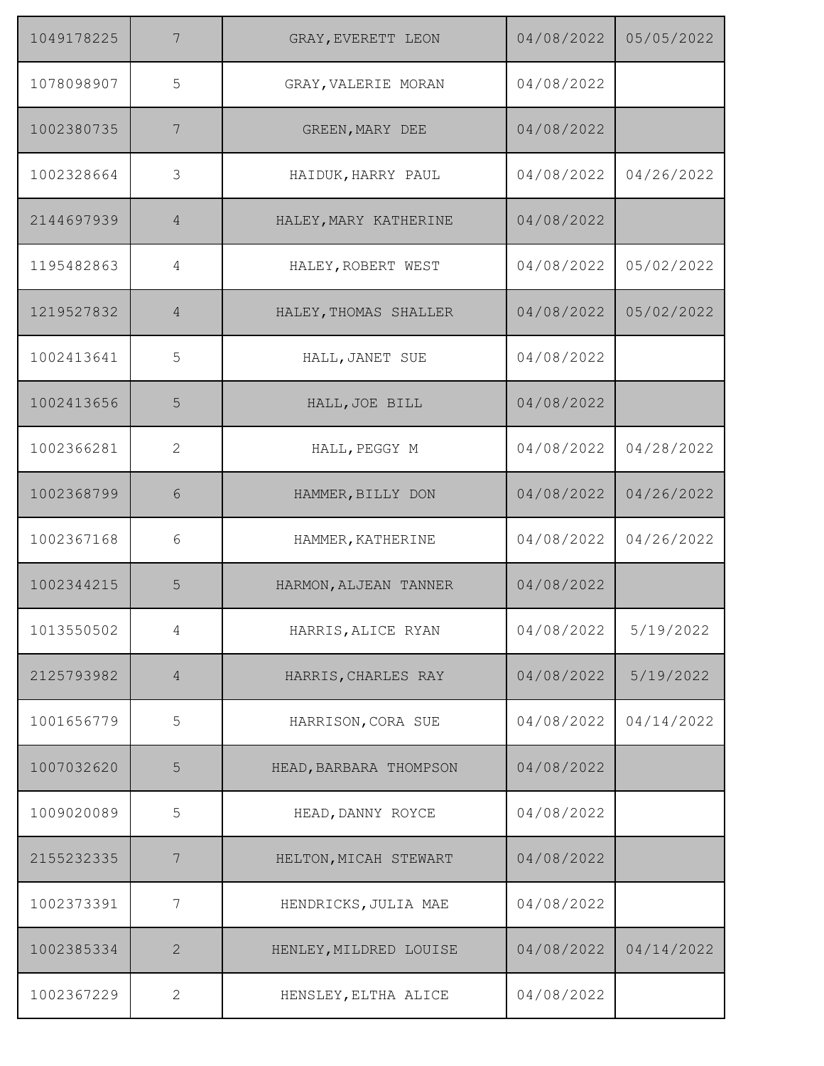| | | | | |
|---|---|---|---|---|
| 1049178225 | 7 | GRAY,EVERETT LEON | 04/08/2022 | 05/05/2022 |
| 1078098907 | 5 | GRAY,VALERIE MORAN | 04/08/2022 | |
| 1002380735 | 7 | GREEN,MARY DEE | 04/08/2022 | |
| 1002328664 | 3 | HAIDUK,HARRY PAUL | 04/08/2022 | 04/26/2022 |
| 2144697939 | 4 | HALEY,MARY KATHERINE | 04/08/2022 | |
| 1195482863 | 4 | HALEY,ROBERT WEST | 04/08/2022 | 05/02/2022 |
| 1219527832 | 4 | HALEY,THOMAS SHALLER | 04/08/2022 | 05/02/2022 |
| 1002413641 | 5 | HALL,JANET SUE | 04/08/2022 | |
| 1002413656 | 5 | HALL,JOE BILL | 04/08/2022 | |
| 1002366281 | 2 | HALL,PEGGY M | 04/08/2022 | 04/28/2022 |
| 1002368799 | 6 | HAMMER,BILLY DON | 04/08/2022 | 04/26/2022 |
| 1002367168 | 6 | HAMMER,KATHERINE | 04/08/2022 | 04/26/2022 |
| 1002344215 | 5 | HARMON,ALJEAN TANNER | 04/08/2022 | |
| 1013550502 | 4 | HARRIS,ALICE RYAN | 04/08/2022 | 5/19/2022 |
| 2125793982 | 4 | HARRIS,CHARLES RAY | 04/08/2022 | 5/19/2022 |
| 1001656779 | 5 | HARRISON,CORA SUE | 04/08/2022 | 04/14/2022 |
| 1007032620 | 5 | HEAD,BARBARA THOMPSON | 04/08/2022 | |
| 1009020089 | 5 | HEAD,DANNY ROYCE | 04/08/2022 | |
| 2155232335 | 7 | HELTON,MICAH STEWART | 04/08/2022 | |
| 1002373391 | 7 | HENDRICKS,JULIA MAE | 04/08/2022 | |
| 1002385334 | 2 | HENLEY,MILDRED LOUISE | 04/08/2022 | 04/14/2022 |
| 1002367229 | 2 | HENSLEY,ELTHA ALICE | 04/08/2022 | |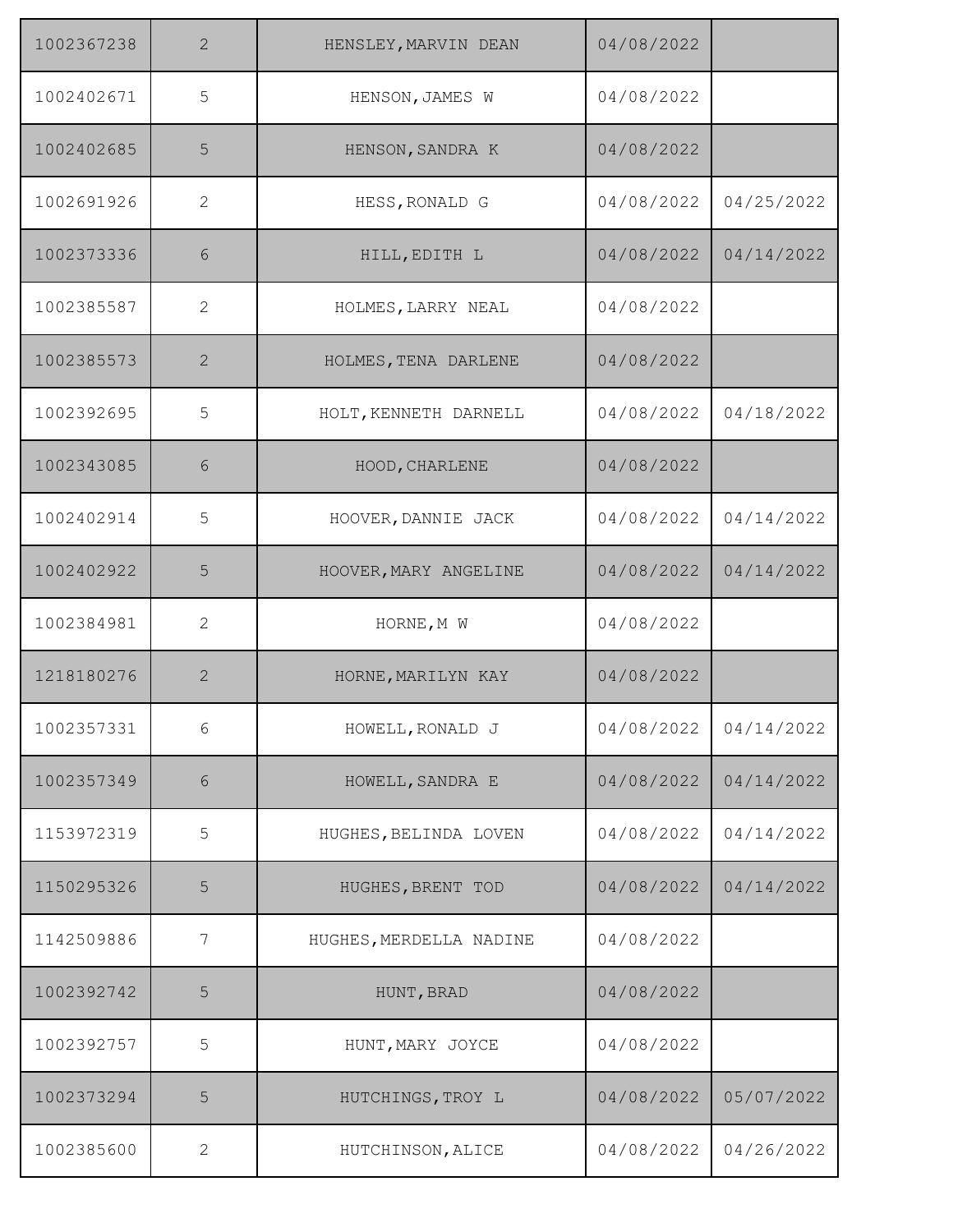| | | | | |
|---|---|---|---|---|
| 1002367238 | 2 | HENSLEY,MARVIN DEAN | 04/08/2022 | |
| 1002402671 | 5 | HENSON,JAMES W | 04/08/2022 | |
| 1002402685 | 5 | HENSON,SANDRA K | 04/08/2022 | |
| 1002691926 | 2 | HESS,RONALD G | 04/08/2022 | 04/25/2022 |
| 1002373336 | 6 | HILL,EDITH L | 04/08/2022 | 04/14/2022 |
| 1002385587 | 2 | HOLMES,LARRY NEAL | 04/08/2022 | |
| 1002385573 | 2 | HOLMES,TENA DARLENE | 04/08/2022 | |
| 1002392695 | 5 | HOLT,KENNETH DARNELL | 04/08/2022 | 04/18/2022 |
| 1002343085 | 6 | HOOD,CHARLENE | 04/08/2022 | |
| 1002402914 | 5 | HOOVER,DANNIE JACK | 04/08/2022 | 04/14/2022 |
| 1002402922 | 5 | HOOVER,MARY ANGELINE | 04/08/2022 | 04/14/2022 |
| 1002384981 | 2 | HORNE,M W | 04/08/2022 | |
| 1218180276 | 2 | HORNE,MARILYN KAY | 04/08/2022 | |
| 1002357331 | 6 | HOWELL,RONALD J | 04/08/2022 | 04/14/2022 |
| 1002357349 | 6 | HOWELL,SANDRA E | 04/08/2022 | 04/14/2022 |
| 1153972319 | 5 | HUGHES,BELINDA LOVEN | 04/08/2022 | 04/14/2022 |
| 1150295326 | 5 | HUGHES,BRENT TOD | 04/08/2022 | 04/14/2022 |
| 1142509886 | 7 | HUGHES,MERDELLA NADINE | 04/08/2022 | |
| 1002392742 | 5 | HUNT,BRAD | 04/08/2022 | |
| 1002392757 | 5 | HUNT,MARY JOYCE | 04/08/2022 | |
| 1002373294 | 5 | HUTCHINGS,TROY L | 04/08/2022 | 05/07/2022 |
| 1002385600 | 2 | HUTCHINSON,ALICE | 04/08/2022 | 04/26/2022 |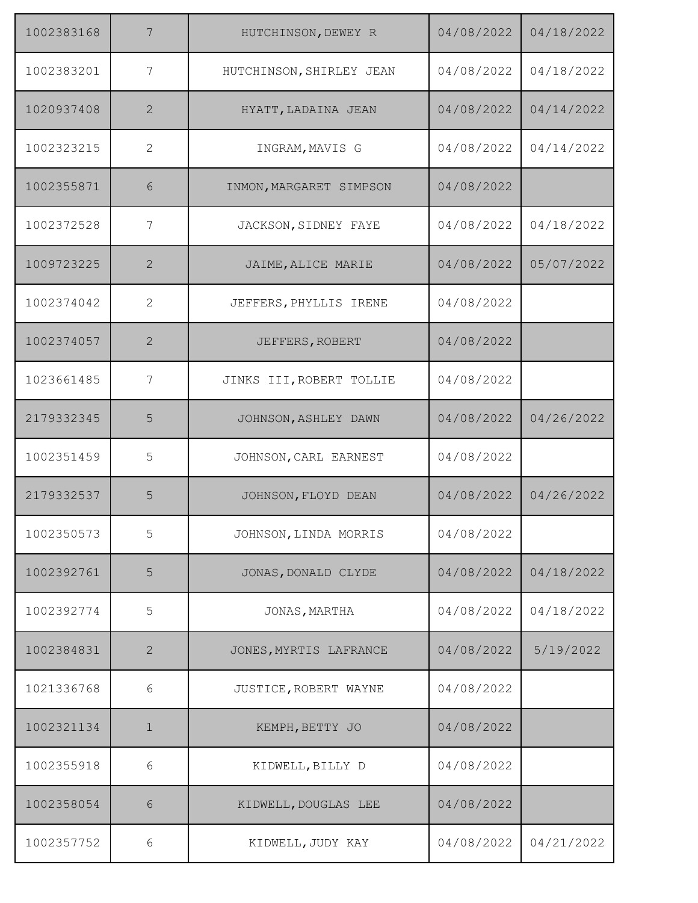| | | | | |
|---|---|---|---|---|
| 1002383168 | 7 | HUTCHINSON,DEWEY R | 04/08/2022 | 04/18/2022 |
| 1002383201 | 7 | HUTCHINSON,SHIRLEY JEAN | 04/08/2022 | 04/18/2022 |
| 1020937408 | 2 | HYATT,LADAINA JEAN | 04/08/2022 | 04/14/2022 |
| 1002323215 | 2 | INGRAM,MAVIS G | 04/08/2022 | 04/14/2022 |
| 1002355871 | 6 | INMON,MARGARET SIMPSON | 04/08/2022 | |
| 1002372528 | 7 | JACKSON,SIDNEY FAYE | 04/08/2022 | 04/18/2022 |
| 1009723225 | 2 | JAIME,ALICE MARIE | 04/08/2022 | 05/07/2022 |
| 1002374042 | 2 | JEFFERS,PHYLLIS IRENE | 04/08/2022 | |
| 1002374057 | 2 | JEFFERS,ROBERT | 04/08/2022 | |
| 1023661485 | 7 | JINKS III,ROBERT TOLLIE | 04/08/2022 | |
| 2179332345 | 5 | JOHNSON,ASHLEY DAWN | 04/08/2022 | 04/26/2022 |
| 1002351459 | 5 | JOHNSON,CARL EARNEST | 04/08/2022 | |
| 2179332537 | 5 | JOHNSON,FLOYD DEAN | 04/08/2022 | 04/26/2022 |
| 1002350573 | 5 | JOHNSON,LINDA MORRIS | 04/08/2022 | |
| 1002392761 | 5 | JONAS,DONALD CLYDE | 04/08/2022 | 04/18/2022 |
| 1002392774 | 5 | JONAS,MARTHA | 04/08/2022 | 04/18/2022 |
| 1002384831 | 2 | JONES,MYRTIS LAFRANCE | 04/08/2022 | 5/19/2022 |
| 1021336768 | 6 | JUSTICE,ROBERT WAYNE | 04/08/2022 | |
| 1002321134 | 1 | KEMPH,BETTY JO | 04/08/2022 | |
| 1002355918 | 6 | KIDWELL,BILLY D | 04/08/2022 | |
| 1002358054 | 6 | KIDWELL,DOUGLAS LEE | 04/08/2022 | |
| 1002357752 | 6 | KIDWELL,JUDY KAY | 04/08/2022 | 04/21/2022 |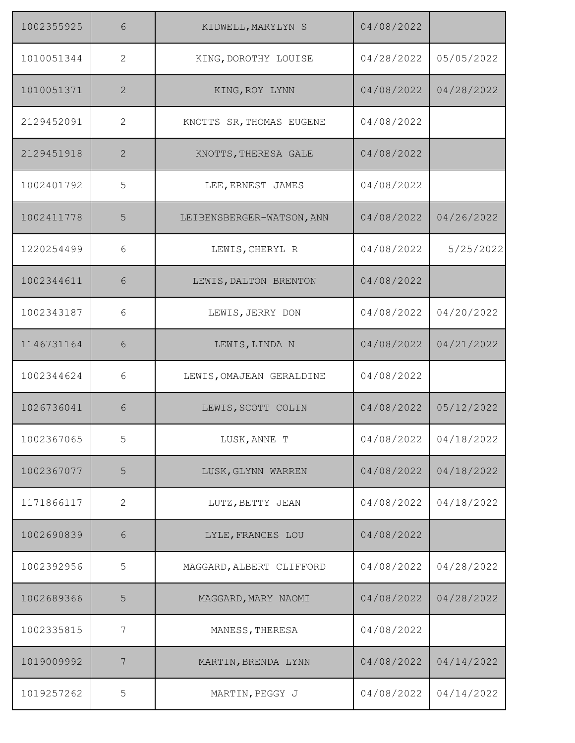| | | | | |
|---|---|---|---|---|
| 1002355925 | 6 | KIDWELL,MARYLYN S | 04/08/2022 | |
| 1010051344 | 2 | KING,DOROTHY LOUISE | 04/28/2022 | 05/05/2022 |
| 1010051371 | 2 | KING,ROY LYNN | 04/08/2022 | 04/28/2022 |
| 2129452091 | 2 | KNOTTS SR,THOMAS EUGENE | 04/08/2022 | |
| 2129451918 | 2 | KNOTTS,THERESA GALE | 04/08/2022 | |
| 1002401792 | 5 | LEE,ERNEST JAMES | 04/08/2022 | |
| 1002411778 | 5 | LEIBENSBERGER-WATSON,ANN | 04/08/2022 | 04/26/2022 |
| 1220254499 | 6 | LEWIS,CHERYL R | 04/08/2022 | 5/25/2022 |
| 1002344611 | 6 | LEWIS,DALTON BRENTON | 04/08/2022 | |
| 1002343187 | 6 | LEWIS,JERRY DON | 04/08/2022 | 04/20/2022 |
| 1146731164 | 6 | LEWIS,LINDA N | 04/08/2022 | 04/21/2022 |
| 1002344624 | 6 | LEWIS,OMAJEAN GERALDINE | 04/08/2022 | |
| 1026736041 | 6 | LEWIS,SCOTT COLIN | 04/08/2022 | 05/12/2022 |
| 1002367065 | 5 | LUSK,ANNE T | 04/08/2022 | 04/18/2022 |
| 1002367077 | 5 | LUSK,GLYNN WARREN | 04/08/2022 | 04/18/2022 |
| 1171866117 | 2 | LUTZ,BETTY JEAN | 04/08/2022 | 04/18/2022 |
| 1002690839 | 6 | LYLE,FRANCES LOU | 04/08/2022 | |
| 1002392956 | 5 | MAGGARD,ALBERT CLIFFORD | 04/08/2022 | 04/28/2022 |
| 1002689366 | 5 | MAGGARD,MARY NAOMI | 04/08/2022 | 04/28/2022 |
| 1002335815 | 7 | MANESS,THERESA | 04/08/2022 | |
| 1019009992 | 7 | MARTIN,BRENDA LYNN | 04/08/2022 | 04/14/2022 |
| 1019257262 | 5 | MARTIN,PEGGY J | 04/08/2022 | 04/14/2022 |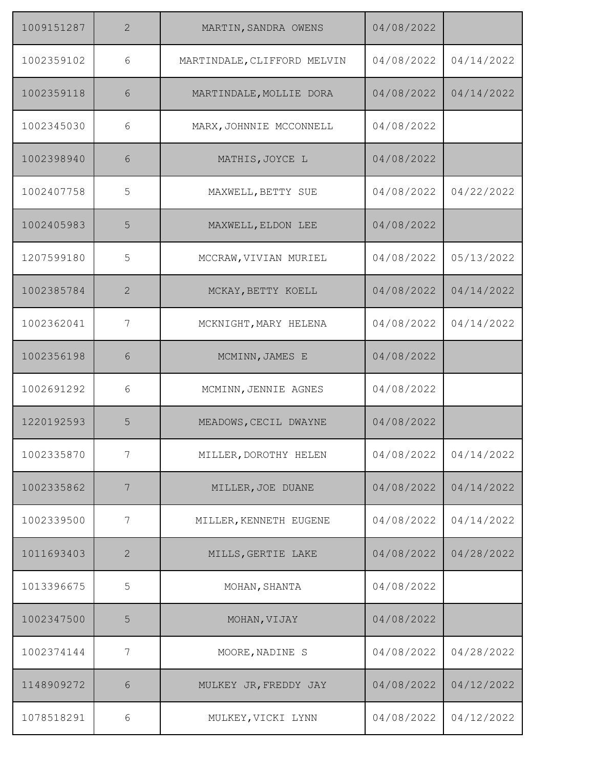| | | | | |
|---|---|---|---|---|
| 1009151287 | 2 | MARTIN,SANDRA OWENS | 04/08/2022 | |
| 1002359102 | 6 | MARTINDALE,CLIFFORD MELVIN | 04/08/2022 | 04/14/2022 |
| 1002359118 | 6 | MARTINDALE,MOLLIE DORA | 04/08/2022 | 04/14/2022 |
| 1002345030 | 6 | MARX,JOHNNIE MCCONNELL | 04/08/2022 | |
| 1002398940 | 6 | MATHIS,JOYCE L | 04/08/2022 | |
| 1002407758 | 5 | MAXWELL,BETTY SUE | 04/08/2022 | 04/22/2022 |
| 1002405983 | 5 | MAXWELL,ELDON LEE | 04/08/2022 | |
| 1207599180 | 5 | MCCRAW,VIVIAN MURIEL | 04/08/2022 | 05/13/2022 |
| 1002385784 | 2 | MCKAY,BETTY KOELL | 04/08/2022 | 04/14/2022 |
| 1002362041 | 7 | MCKNIGHT,MARY HELENA | 04/08/2022 | 04/14/2022 |
| 1002356198 | 6 | MCMINN,JAMES E | 04/08/2022 | |
| 1002691292 | 6 | MCMINN,JENNIE AGNES | 04/08/2022 | |
| 1220192593 | 5 | MEADOWS,CECIL DWAYNE | 04/08/2022 | |
| 1002335870 | 7 | MILLER,DOROTHY HELEN | 04/08/2022 | 04/14/2022 |
| 1002335862 | 7 | MILLER,JOE DUANE | 04/08/2022 | 04/14/2022 |
| 1002339500 | 7 | MILLER,KENNETH EUGENE | 04/08/2022 | 04/14/2022 |
| 1011693403 | 2 | MILLS,GERTIE LAKE | 04/08/2022 | 04/28/2022 |
| 1013396675 | 5 | MOHAN,SHANTA | 04/08/2022 | |
| 1002347500 | 5 | MOHAN,VIJAY | 04/08/2022 | |
| 1002374144 | 7 | MOORE,NADINE S | 04/08/2022 | 04/28/2022 |
| 1148909272 | 6 | MULKEY JR,FREDDY JAY | 04/08/2022 | 04/12/2022 |
| 1078518291 | 6 | MULKEY,VICKI LYNN | 04/08/2022 | 04/12/2022 |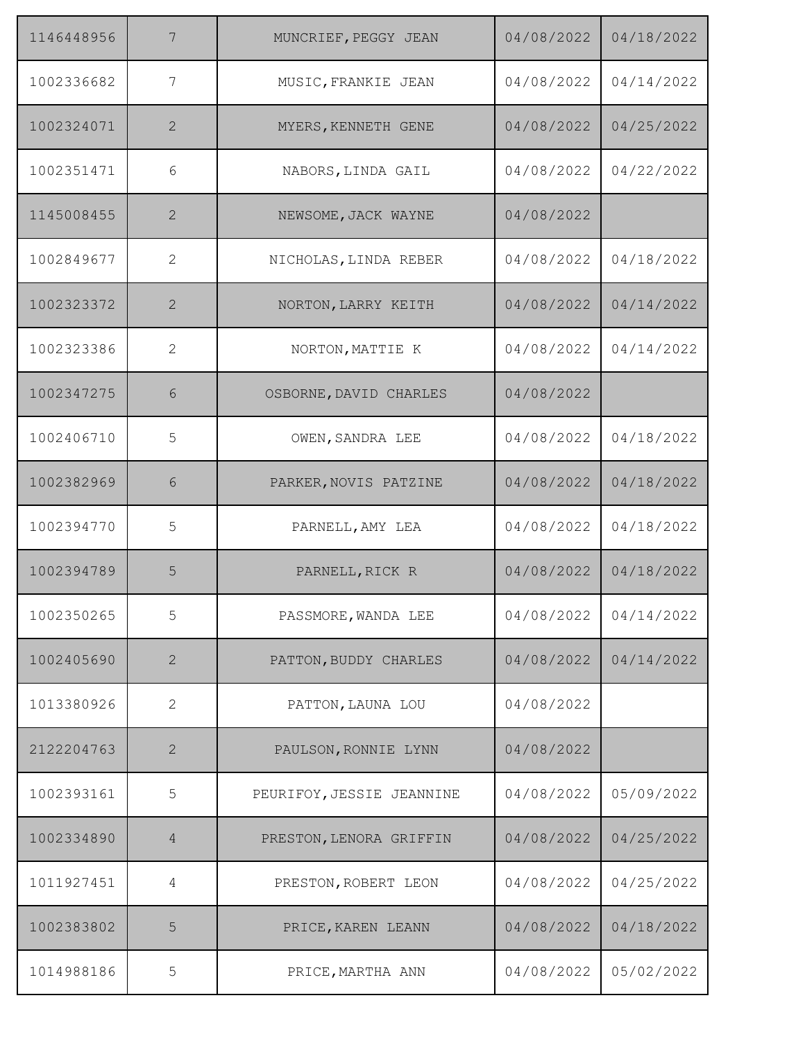| | | | | |
|---|---|---|---|---|
| 1146448956 | 7 | MUNCRIEF,PEGGY JEAN | 04/08/2022 | 04/18/2022 |
| 1002336682 | 7 | MUSIC,FRANKIE JEAN | 04/08/2022 | 04/14/2022 |
| 1002324071 | 2 | MYERS,KENNETH GENE | 04/08/2022 | 04/25/2022 |
| 1002351471 | 6 | NABORS,LINDA GAIL | 04/08/2022 | 04/22/2022 |
| 1145008455 | 2 | NEWSOME,JACK WAYNE | 04/08/2022 | |
| 1002849677 | 2 | NICHOLAS,LINDA REBER | 04/08/2022 | 04/18/2022 |
| 1002323372 | 2 | NORTON,LARRY KEITH | 04/08/2022 | 04/14/2022 |
| 1002323386 | 2 | NORTON,MATTIE K | 04/08/2022 | 04/14/2022 |
| 1002347275 | 6 | OSBORNE,DAVID CHARLES | 04/08/2022 | |
| 1002406710 | 5 | OWEN,SANDRA LEE | 04/08/2022 | 04/18/2022 |
| 1002382969 | 6 | PARKER,NOVIS PATZINE | 04/08/2022 | 04/18/2022 |
| 1002394770 | 5 | PARNELL,AMY LEA | 04/08/2022 | 04/18/2022 |
| 1002394789 | 5 | PARNELL,RICK R | 04/08/2022 | 04/18/2022 |
| 1002350265 | 5 | PASSMORE,WANDA LEE | 04/08/2022 | 04/14/2022 |
| 1002405690 | 2 | PATTON,BUDDY CHARLES | 04/08/2022 | 04/14/2022 |
| 1013380926 | 2 | PATTON,LAUNA LOU | 04/08/2022 | |
| 2122204763 | 2 | PAULSON,RONNIE LYNN | 04/08/2022 | |
| 1002393161 | 5 | PEURIFOY,JESSIE JEANNINE | 04/08/2022 | 05/09/2022 |
| 1002334890 | 4 | PRESTON,LENORA GRIFFIN | 04/08/2022 | 04/25/2022 |
| 1011927451 | 4 | PRESTON,ROBERT LEON | 04/08/2022 | 04/25/2022 |
| 1002383802 | 5 | PRICE,KAREN LEANN | 04/08/2022 | 04/18/2022 |
| 1014988186 | 5 | PRICE,MARTHA ANN | 04/08/2022 | 05/02/2022 |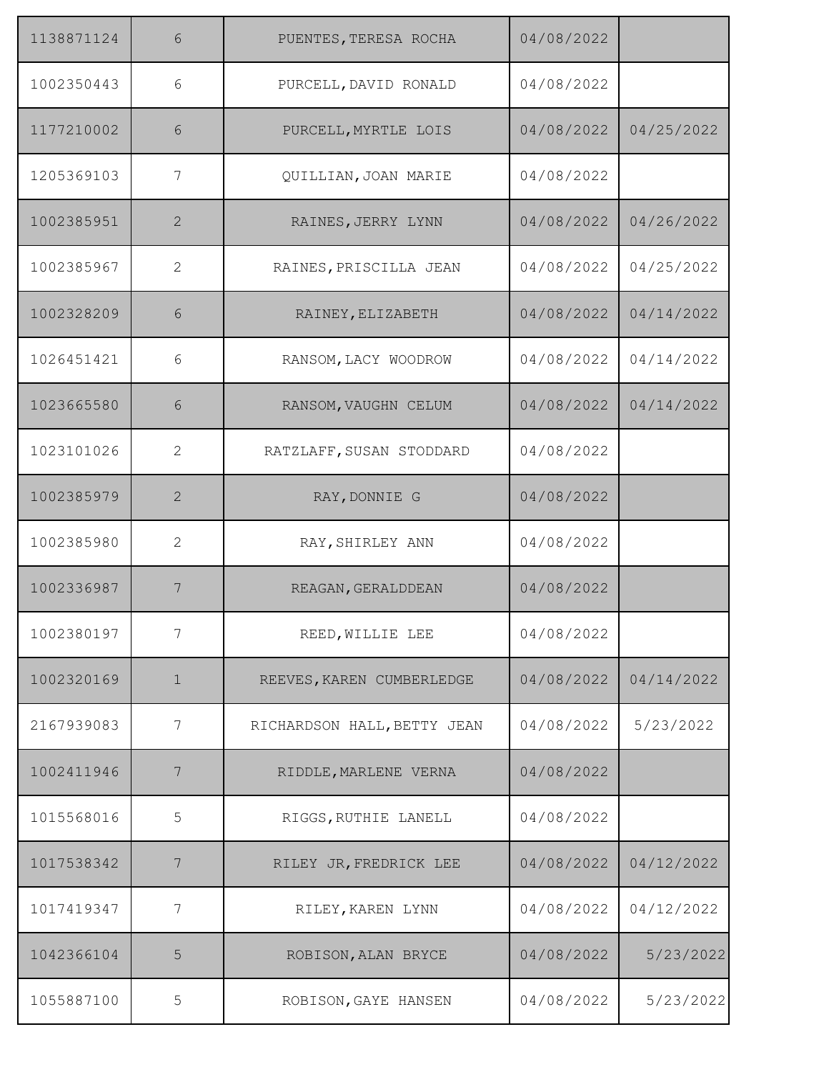| | | | | |
|---|---|---|---|---|
| 1138871124 | 6 | PUENTES,TERESA ROCHA | 04/08/2022 | |
| 1002350443 | 6 | PURCELL,DAVID RONALD | 04/08/2022 | |
| 1177210002 | 6 | PURCELL,MYRTLE LOIS | 04/08/2022 | 04/25/2022 |
| 1205369103 | 7 | QUILLIAN,JOAN MARIE | 04/08/2022 | |
| 1002385951 | 2 | RAINES,JERRY LYNN | 04/08/2022 | 04/26/2022 |
| 1002385967 | 2 | RAINES,PRISCILLA JEAN | 04/08/2022 | 04/25/2022 |
| 1002328209 | 6 | RAINEY,ELIZABETH | 04/08/2022 | 04/14/2022 |
| 1026451421 | 6 | RANSOM,LACY WOODROW | 04/08/2022 | 04/14/2022 |
| 1023665580 | 6 | RANSOM,VAUGHN CELUM | 04/08/2022 | 04/14/2022 |
| 1023101026 | 2 | RATZLAFF,SUSAN STODDARD | 04/08/2022 | |
| 1002385979 | 2 | RAY,DONNIE G | 04/08/2022 | |
| 1002385980 | 2 | RAY,SHIRLEY ANN | 04/08/2022 | |
| 1002336987 | 7 | REAGAN,GERALDDEAN | 04/08/2022 | |
| 1002380197 | 7 | REED,WILLIE LEE | 04/08/2022 | |
| 1002320169 | 1 | REEVES,KAREN CUMBERLEDGE | 04/08/2022 | 04/14/2022 |
| 2167939083 | 7 | RICHARDSON HALL,BETTY JEAN | 04/08/2022 | 5/23/2022 |
| 1002411946 | 7 | RIDDLE,MARLENE VERNA | 04/08/2022 | |
| 1015568016 | 5 | RIGGS,RUTHIE LANELL | 04/08/2022 | |
| 1017538342 | 7 | RILEY JR,FREDRICK LEE | 04/08/2022 | 04/12/2022 |
| 1017419347 | 7 | RILEY,KAREN LYNN | 04/08/2022 | 04/12/2022 |
| 1042366104 | 5 | ROBISON,ALAN BRYCE | 04/08/2022 | 5/23/2022 |
| 1055887100 | 5 | ROBISON,GAYE HANSEN | 04/08/2022 | 5/23/2022 |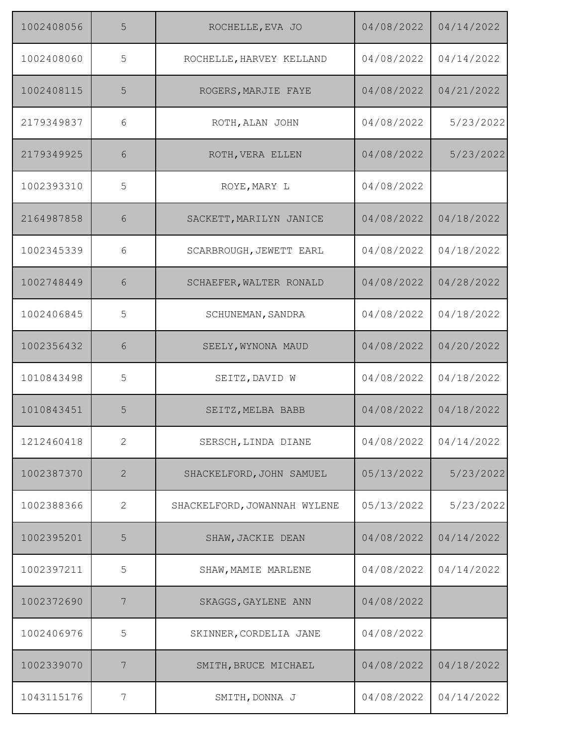| | | | | |
|---|---|---|---|---|
| 1002408056 | 5 | ROCHELLE,EVA JO | 04/08/2022 | 04/14/2022 |
| 1002408060 | 5 | ROCHELLE,HARVEY KELLAND | 04/08/2022 | 04/14/2022 |
| 1002408115 | 5 | ROGERS,MARJIE FAYE | 04/08/2022 | 04/21/2022 |
| 2179349837 | 6 | ROTH,ALAN JOHN | 04/08/2022 | 5/23/2022 |
| 2179349925 | 6 | ROTH,VERA ELLEN | 04/08/2022 | 5/23/2022 |
| 1002393310 | 5 | ROYE,MARY L | 04/08/2022 | |
| 2164987858 | 6 | SACKETT,MARILYN JANICE | 04/08/2022 | 04/18/2022 |
| 1002345339 | 6 | SCARBROUGH,JEWETT EARL | 04/08/2022 | 04/18/2022 |
| 1002748449 | 6 | SCHAEFER,WALTER RONALD | 04/08/2022 | 04/28/2022 |
| 1002406845 | 5 | SCHUNEMAN,SANDRA | 04/08/2022 | 04/18/2022 |
| 1002356432 | 6 | SEELY,WYNONA MAUD | 04/08/2022 | 04/20/2022 |
| 1010843498 | 5 | SEITZ,DAVID W | 04/08/2022 | 04/18/2022 |
| 1010843451 | 5 | SEITZ,MELBA BABB | 04/08/2022 | 04/18/2022 |
| 1212460418 | 2 | SERSCH,LINDA DIANE | 04/08/2022 | 04/14/2022 |
| 1002387370 | 2 | SHACKELFORD,JOHN SAMUEL | 05/13/2022 | 5/23/2022 |
| 1002388366 | 2 | SHACKELFORD,JOWANNAH WYLENE | 05/13/2022 | 5/23/2022 |
| 1002395201 | 5 | SHAW,JACKIE DEAN | 04/08/2022 | 04/14/2022 |
| 1002397211 | 5 | SHAW,MAMIE MARLENE | 04/08/2022 | 04/14/2022 |
| 1002372690 | 7 | SKAGGS,GAYLENE ANN | 04/08/2022 | |
| 1002406976 | 5 | SKINNER,CORDELIA JANE | 04/08/2022 | |
| 1002339070 | 7 | SMITH,BRUCE MICHAEL | 04/08/2022 | 04/18/2022 |
| 1043115176 | 7 | SMITH,DONNA J | 04/08/2022 | 04/14/2022 |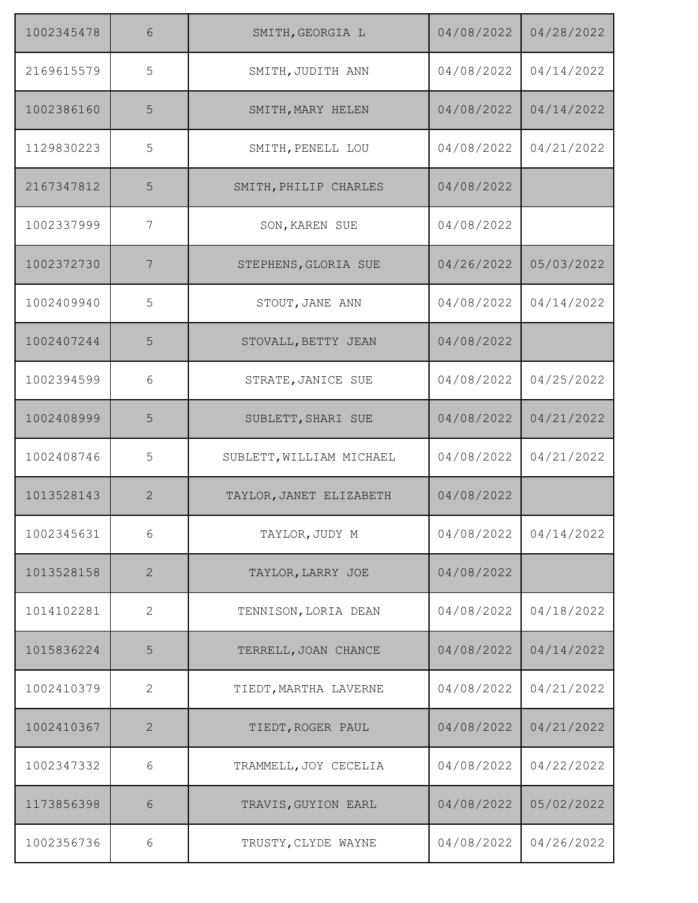| | | | | |
|---|---|---|---|---|
| 1002345478 | 6 | SMITH,GEORGIA L | 04/08/2022 | 04/28/2022 |
| 2169615579 | 5 | SMITH,JUDITH ANN | 04/08/2022 | 04/14/2022 |
| 1002386160 | 5 | SMITH,MARY HELEN | 04/08/2022 | 04/14/2022 |
| 1129830223 | 5 | SMITH,PENELL LOU | 04/08/2022 | 04/21/2022 |
| 2167347812 | 5 | SMITH,PHILIP CHARLES | 04/08/2022 | |
| 1002337999 | 7 | SON,KAREN SUE | 04/08/2022 | |
| 1002372730 | 7 | STEPHENS,GLORIA SUE | 04/26/2022 | 05/03/2022 |
| 1002409940 | 5 | STOUT,JANE ANN | 04/08/2022 | 04/14/2022 |
| 1002407244 | 5 | STOVALL,BETTY JEAN | 04/08/2022 | |
| 1002394599 | 6 | STRATE,JANICE SUE | 04/08/2022 | 04/25/2022 |
| 1002408999 | 5 | SUBLETT,SHARI SUE | 04/08/2022 | 04/21/2022 |
| 1002408746 | 5 | SUBLETT,WILLIAM MICHAEL | 04/08/2022 | 04/21/2022 |
| 1013528143 | 2 | TAYLOR,JANET ELIZABETH | 04/08/2022 | |
| 1002345631 | 6 | TAYLOR,JUDY M | 04/08/2022 | 04/14/2022 |
| 1013528158 | 2 | TAYLOR,LARRY JOE | 04/08/2022 | |
| 1014102281 | 2 | TENNISON,LORIA DEAN | 04/08/2022 | 04/18/2022 |
| 1015836224 | 5 | TERRELL,JOAN CHANCE | 04/08/2022 | 04/14/2022 |
| 1002410379 | 2 | TIEDT,MARTHA LAVERNE | 04/08/2022 | 04/21/2022 |
| 1002410367 | 2 | TIEDT,ROGER PAUL | 04/08/2022 | 04/21/2022 |
| 1002347332 | 6 | TRAMMELL,JOY CECELIA | 04/08/2022 | 04/22/2022 |
| 1173856398 | 6 | TRAVIS,GUYION EARL | 04/08/2022 | 05/02/2022 |
| 1002356736 | 6 | TRUSTY,CLYDE WAYNE | 04/08/2022 | 04/26/2022 |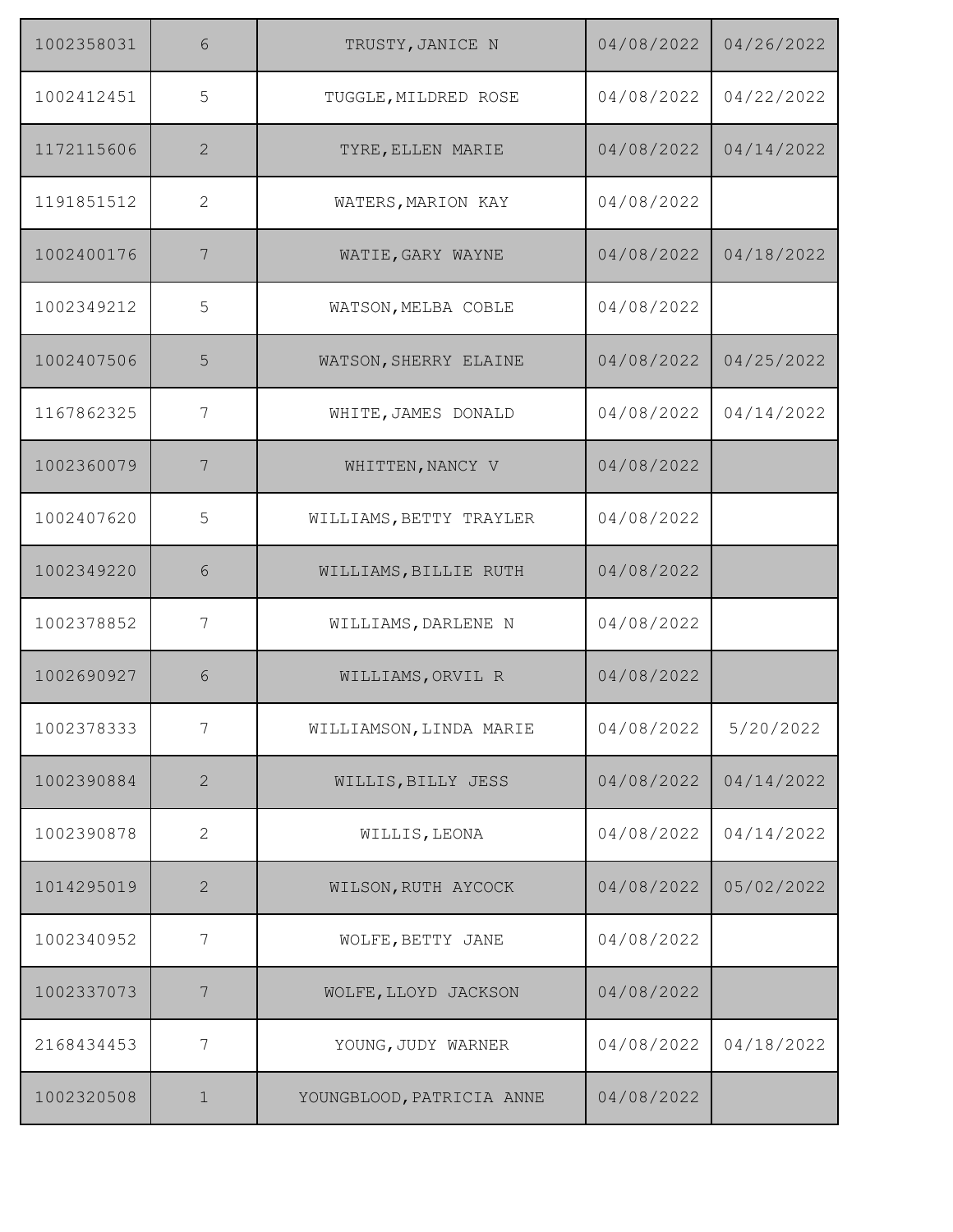| | | | | |
|---|---|---|---|---|
| 1002358031 | 6 | TRUSTY, JANICE N | 04/08/2022 | 04/26/2022 |
| 1002412451 | 5 | TUGGLE, MILDRED ROSE | 04/08/2022 | 04/22/2022 |
| 1172115606 | 2 | TYRE, ELLEN MARIE | 04/08/2022 | 04/14/2022 |
| 1191851512 | 2 | WATERS, MARION KAY | 04/08/2022 | |
| 1002400176 | 7 | WATIE, GARY WAYNE | 04/08/2022 | 04/18/2022 |
| 1002349212 | 5 | WATSON, MELBA COBLE | 04/08/2022 | |
| 1002407506 | 5 | WATSON, SHERRY ELAINE | 04/08/2022 | 04/25/2022 |
| 1167862325 | 7 | WHITE, JAMES DONALD | 04/08/2022 | 04/14/2022 |
| 1002360079 | 7 | WHITTEN, NANCY V | 04/08/2022 | |
| 1002407620 | 5 | WILLIAMS, BETTY TRAYLER | 04/08/2022 | |
| 1002349220 | 6 | WILLIAMS, BILLIE RUTH | 04/08/2022 | |
| 1002378852 | 7 | WILLIAMS, DARLENE N | 04/08/2022 | |
| 1002690927 | 6 | WILLIAMS, ORVIL R | 04/08/2022 | |
| 1002378333 | 7 | WILLIAMSON, LINDA MARIE | 04/08/2022 | 5/20/2022 |
| 1002390884 | 2 | WILLIS, BILLY JESS | 04/08/2022 | 04/14/2022 |
| 1002390878 | 2 | WILLIS, LEONA | 04/08/2022 | 04/14/2022 |
| 1014295019 | 2 | WILSON, RUTH AYCOCK | 04/08/2022 | 05/02/2022 |
| 1002340952 | 7 | WOLFE, BETTY JANE | 04/08/2022 | |
| 1002337073 | 7 | WOLFE, LLOYD JACKSON | 04/08/2022 | |
| 2168434453 | 7 | YOUNG, JUDY WARNER | 04/08/2022 | 04/18/2022 |
| 1002320508 | 1 | YOUNGBLOOD, PATRICIA ANNE | 04/08/2022 | |